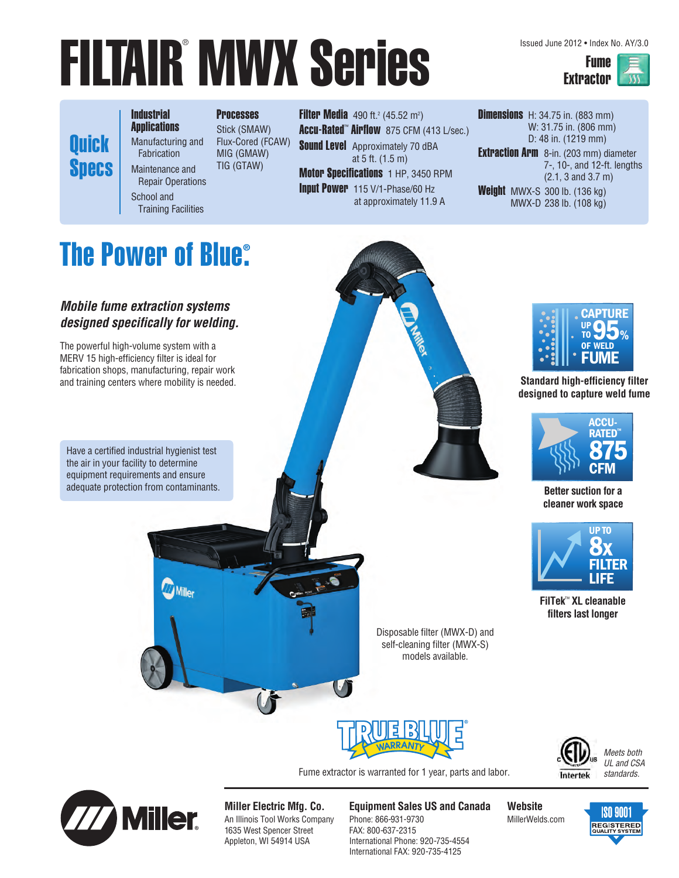# FILTAIR® MWX Series

Issued June 2012 • Index No. AY/3.0

**Fume Extractor**

## Quick Specs

**Industrial Applications**
- Manufacturing and Fabrication
- Maintenance and Repair Operations
- School and Training Facilities

**Processes**
- Stick (SMAW)
- Flux-Cored (FCAW)
- MIG (GMAW)
- TIG (GTAW)

**Filter Media** 490 ft.$^2$ (45.52 m$^2$)

**Accu-Rated™ Airflow** 875 CFM (413 L/sec.)

**Sound Level** Approximately 70 dBA at 5 ft. (1.5 m)

**Motor Specifications** 1 HP, 3450 RPM

**Input Power** 115 V/1-Phase/60 Hz at approximately 11.9 A

**Dimensions** H: 34.75 in. (883 mm) W: 31.75 in. (806 mm) D: 48 in. (1219 mm)

**Extraction Arm** 8-in. (203 mm) diameter 7-, 10-, and 12-ft. lengths (2.1, 3 and 3.7 m)

**Weight** MWX-S 300 lb. (136 kg) MWX-D 238 lb. (108 kg)

## The Power of Blue®

*Mobile fume extraction systems designed specifically for welding.*

The powerful high-volume system with a MERV 15 high-efficiency filter is ideal for fabrication shops, manufacturing, repair work and training centers where mobility is needed.

Have a certified industrial hygienist test the air in your facility to determine equipment requirements and ensure adequate protection from contaminants.

CAPTURE UP TO 95% OF WELD FUME

**Standard high-efficiency filter designed to capture weld fume**

ACCU-RATED™ 875 CFM

**Better suction for a cleaner work space**

UP TO 8x FILTER LIFE

**FilTek™ XL cleanable filters last longer**

Disposable filter (MWX-D) and self-cleaning filter (MWX-S) models available.

TRUE BLUE® WARRANTY

Fume extractor is warranted for 1 year, parts and labor.

*Meets both UL and CSA standards.*

**Miller Electric Mfg. Co.**
An Illinois Tool Works Company
1635 West Spencer Street
Appleton, WI 54914 USA

**Equipment Sales US and Canada**
Phone: 866-931-9730
FAX: 800-637-2315
International Phone: 920-735-4554
International FAX: 920-735-4125

**Website**
MillerWelds.com

ISO 9001 REGISTERED QUALITY SYSTEM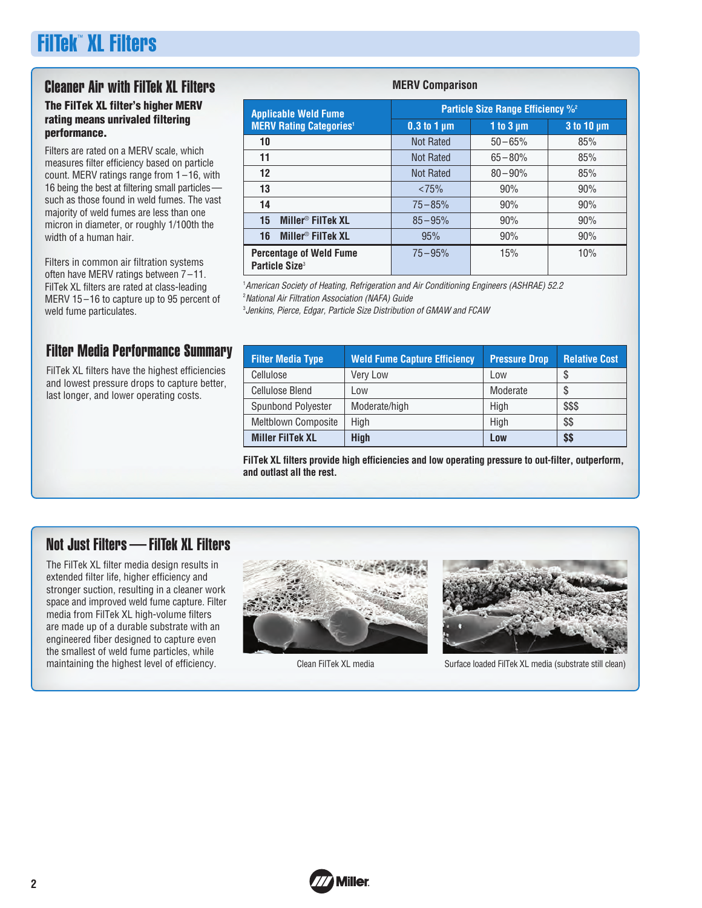# FilTek™ XL Filters

## Cleaner Air with FilTek XL Filters

**The FilTek XL filter's higher MERV rating means unrivaled filtering performance.**

Filters are rated on a MERV scale, which measures filter efficiency based on particle count. MERV ratings range from 1–16, with 16 being the best at filtering small particles — such as those found in weld fumes. The vast majority of weld fumes are less than one micron in diameter, or roughly 1/100th the width of a human hair.

Filters in common air filtration systems often have MERV ratings between 7–11. FilTek XL filters are rated at class-leading MERV 15–16 to capture up to 95 percent of weld fume particulates.

**MERV Comparison**

| Applicable Weld Fume MERV Rating Categories[1] | Particle Size Range Efficiency %[2] | | |
|---|---|---|---|
| | 0.3 to 1 µm | 1 to 3 µm | 3 to 10 µm |
| 10 | Not Rated | 50–65% | 85% |
| 11 | Not Rated | 65–80% | 85% |
| 12 | Not Rated | 80–90% | 85% |
| 13 | <75% | 90% | 90% |
| 14 | 75–85% | 90% | 90% |
| 15 Miller® FilTek XL | 85–95% | 90% | 90% |
| 16 Miller® FilTek XL | 95% | 90% | 90% |
| Percentage of Weld Fume Particle Size[3] | 75–95% | 15% | 10% |

[1] *American Society of Heating, Refrigeration and Air Conditioning Engineers (ASHRAE) 52.2*
[2] *National Air Filtration Association (NAFA) Guide*
[3] *Jenkins, Pierce, Edgar, Particle Size Distribution of GMAW and FCAW*

## Filter Media Performance Summary

FilTek XL filters have the highest efficiencies and lowest pressure drops to capture better, last longer, and lower operating costs.

| Filter Media Type | Weld Fume Capture Efficiency | Pressure Drop | Relative Cost |
|---|---|---|---|
| Cellulose | Very Low | Low | $ |
| Cellulose Blend | Low | Moderate | $ |
| Spunbond Polyester | Moderate/high | High | $$$ |
| Meltblown Composite | High | High | $$ |
| **Miller FilTek XL** | **High** | **Low** | **$$** |

**FilTek XL filters provide high efficiencies and low operating pressure to out-filter, outperform, and outlast all the rest.**

## Not Just Filters — FilTek XL Filters

The FilTek XL filter media design results in extended filter life, higher efficiency and stronger suction, resulting in a cleaner work space and improved weld fume capture. Filter media from FilTek XL high-volume filters are made up of a durable substrate with an engineered fiber designed to capture even the smallest of weld fume particles, while maintaining the highest level of efficiency.

Clean FilTek XL media

Surface loaded FilTek XL media (substrate still clean)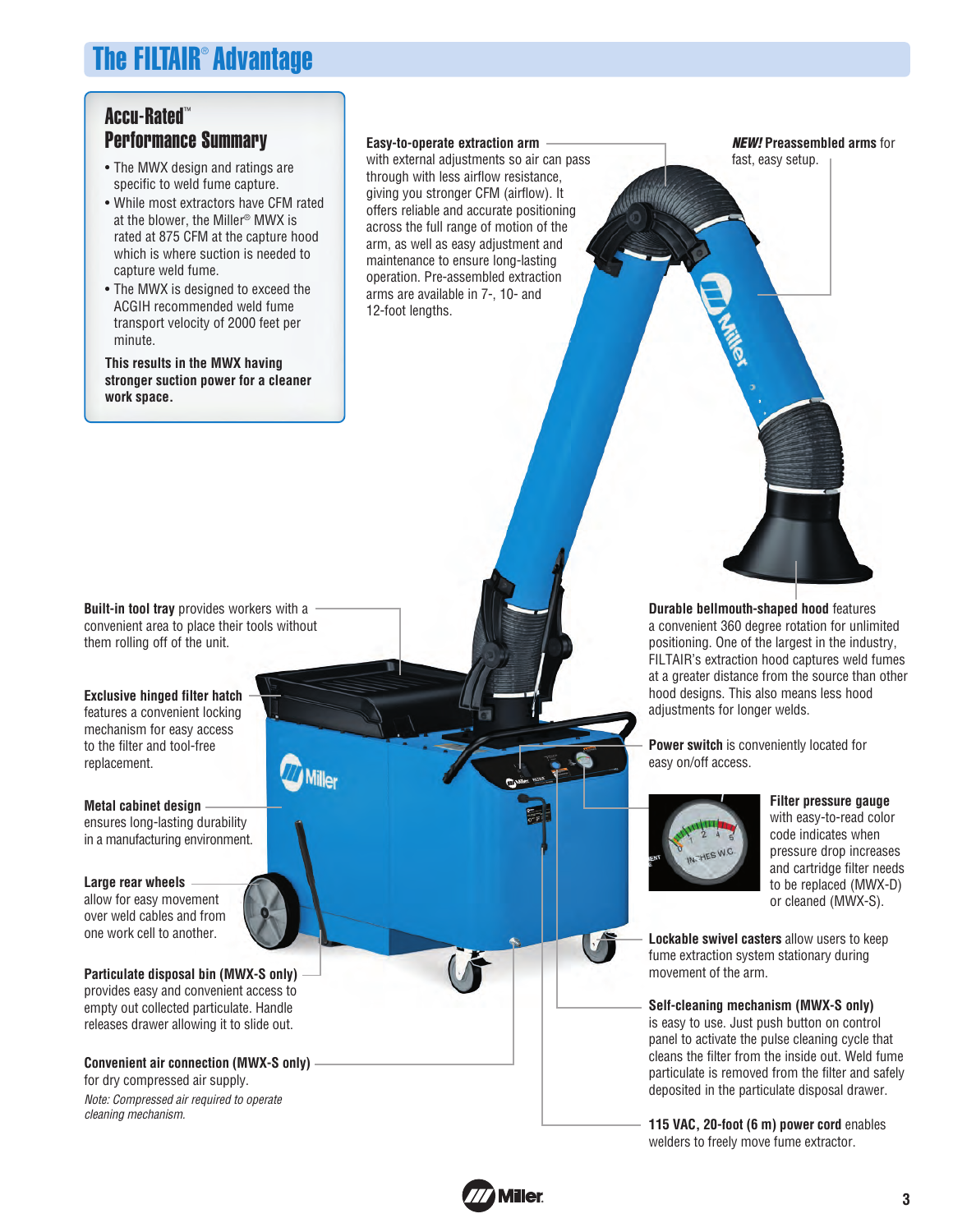# The FILTAIR® Advantage

## Accu-Rated™ Performance Summary

- The MWX design and ratings are specific to weld fume capture.
- While most extractors have CFM rated at the blower, the Miller® MWX is rated at 875 CFM at the capture hood which is where suction is needed to capture weld fume.
- The MWX is designed to exceed the ACGIH recommended weld fume transport velocity of 2000 feet per minute.

**This results in the MWX having stronger suction power for a cleaner work space.**

**Easy-to-operate extraction arm** with external adjustments so air can pass through with less airflow resistance, giving you stronger CFM (airflow). It offers reliable and accurate positioning across the full range of motion of the arm, as well as easy adjustment and maintenance to ensure long-lasting operation. Pre-assembled extraction arms are available in 7-, 10- and 12-foot lengths.

***NEW!* Preassembled arms** for fast, easy setup.

**Built-in tool tray** provides workers with a convenient area to place their tools without them rolling off of the unit.

**Exclusive hinged filter hatch** features a convenient locking mechanism for easy access to the filter and tool-free replacement.

**Metal cabinet design** ensures long-lasting durability in a manufacturing environment.

**Large rear wheels** allow for easy movement over weld cables and from one work cell to another.

**Particulate disposal bin (MWX-S only)** provides easy and convenient access to empty out collected particulate. Handle releases drawer allowing it to slide out.

**Convenient air connection (MWX-S only)** for dry compressed air supply.

*Note: Compressed air required to operate cleaning mechanism.*

**Durable bellmouth-shaped hood** features a convenient 360 degree rotation for unlimited positioning. One of the largest in the industry, FILTAIR's extraction hood captures weld fumes at a greater distance from the source than other hood designs. This also means less hood adjustments for longer welds.

**Power switch** is conveniently located for easy on/off access.

**Filter pressure gauge** with easy-to-read color code indicates when pressure drop increases and cartridge filter needs to be replaced (MWX-D) or cleaned (MWX-S).

**Lockable swivel casters** allow users to keep fume extraction system stationary during movement of the arm.

**Self-cleaning mechanism (MWX-S only)** is easy to use. Just push button on control panel to activate the pulse cleaning cycle that cleans the filter from the inside out. Weld fume particulate is removed from the filter and safely deposited in the particulate disposal drawer.

**115 VAC, 20-foot (6 m) power cord** enables welders to freely move fume extractor.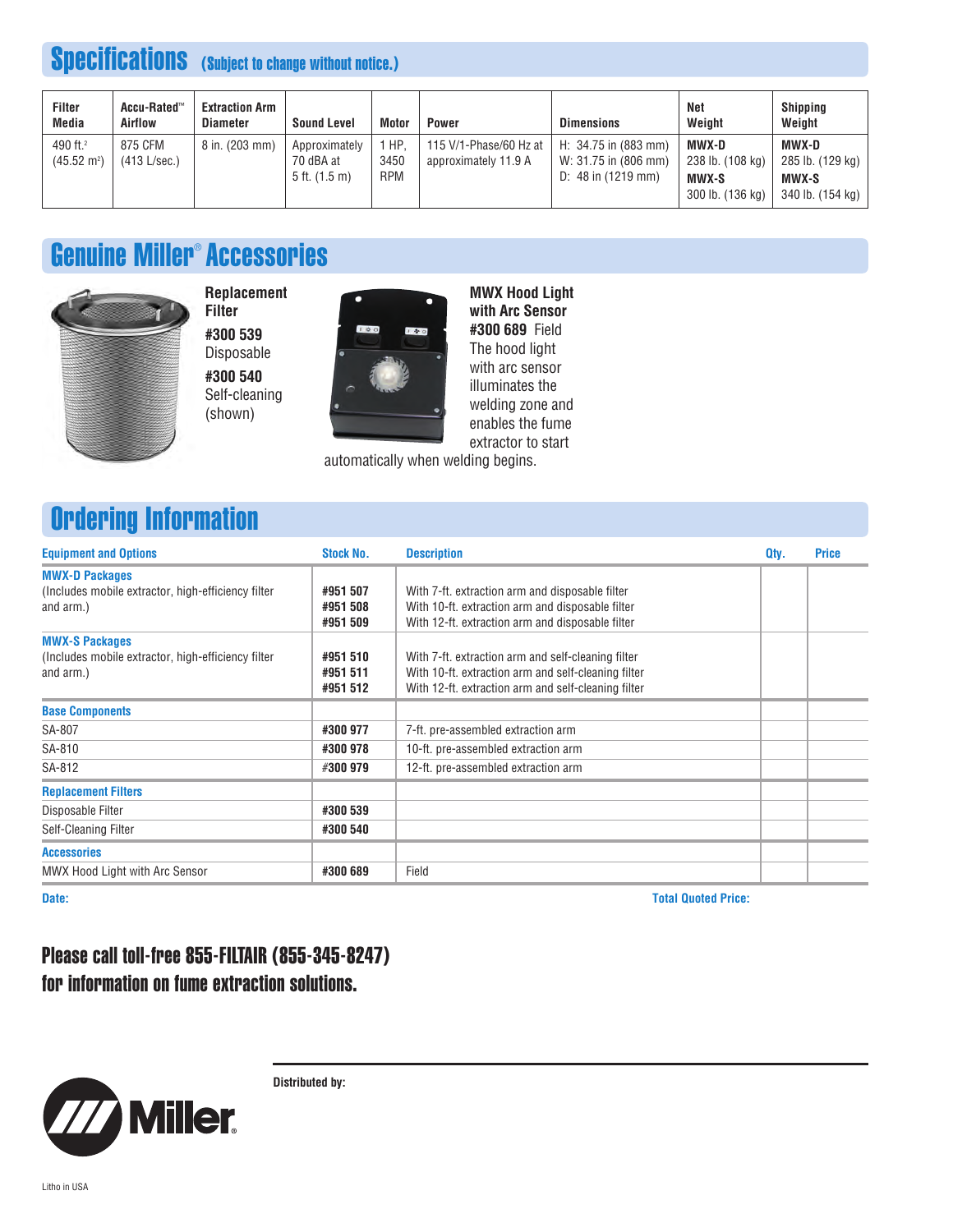## Specifications (Subject to change without notice.)

| Filter Media | Accu-Rated™ Airflow | Extraction Arm Diameter | Sound Level | Motor | Power | Dimensions | Net Weight | Shipping Weight |
|---|---|---|---|---|---|---|---|---|
| 490 ft.² (45.52 m²) | 875 CFM (413 L/sec.) | 8 in. (203 mm) | Approximately 70 dBA at 5 ft. (1.5 m) | 1 HP, 3450 RPM | 115 V/1-Phase/60 Hz at approximately 11.9 A | H: 34.75 in (883 mm) W: 31.75 in (806 mm) D: 48 in (1219 mm) | **MWX-D** 238 lb. (108 kg) **MWX-S** 300 lb. (136 kg) | **MWX-D** 285 lb. (129 kg) **MWX-S** 340 lb. (154 kg) |

## Genuine Miller® Accessories

**Replacement Filter**
**#300 539** Disposable
**#300 540** Self-cleaning (shown)

**MWX Hood Light with Arc Sensor**
**#300 689** Field
The hood light with arc sensor illuminates the welding zone and enables the fume extractor to start automatically when welding begins.

## Ordering Information

| Equipment and Options | Stock No. | Description | Qty. | Price |
|---|---|---|---|---|
| **MWX-D Packages** (Includes mobile extractor, high-efficiency filter and arm.) | **#951 507** **#951 508** **#951 509** | With 7-ft. extraction arm and disposable filter With 10-ft. extraction arm and disposable filter With 12-ft. extraction arm and disposable filter | | |
| **MWX-S Packages** (Includes mobile extractor, high-efficiency filter and arm.) | **#951 510** **#951 511** **#951 512** | With 7-ft. extraction arm and self-cleaning filter With 10-ft. extraction arm and self-cleaning filter With 12-ft. extraction arm and self-cleaning filter | | |
| **Base Components** | | | | |
| SA-807 | **#300 977** | 7-ft. pre-assembled extraction arm | | |
| SA-810 | **#300 978** | 10-ft. pre-assembled extraction arm | | |
| SA-812 | **#300 979** | 12-ft. pre-assembled extraction arm | | |
| **Replacement Filters** | | | | |
| Disposable Filter | **#300 539** | | | |
| Self-Cleaning Filter | **#300 540** | | | |
| **Accessories** | | | | |
| MWX Hood Light with Arc Sensor | **#300 689** | Field | | |

**Date:**

**Total Quoted Price:**

**Please call toll-free 855-FILTAIR (855-345-8247) for information on fume extraction solutions.**

Miller®

**Distributed by:**

Litho in USA